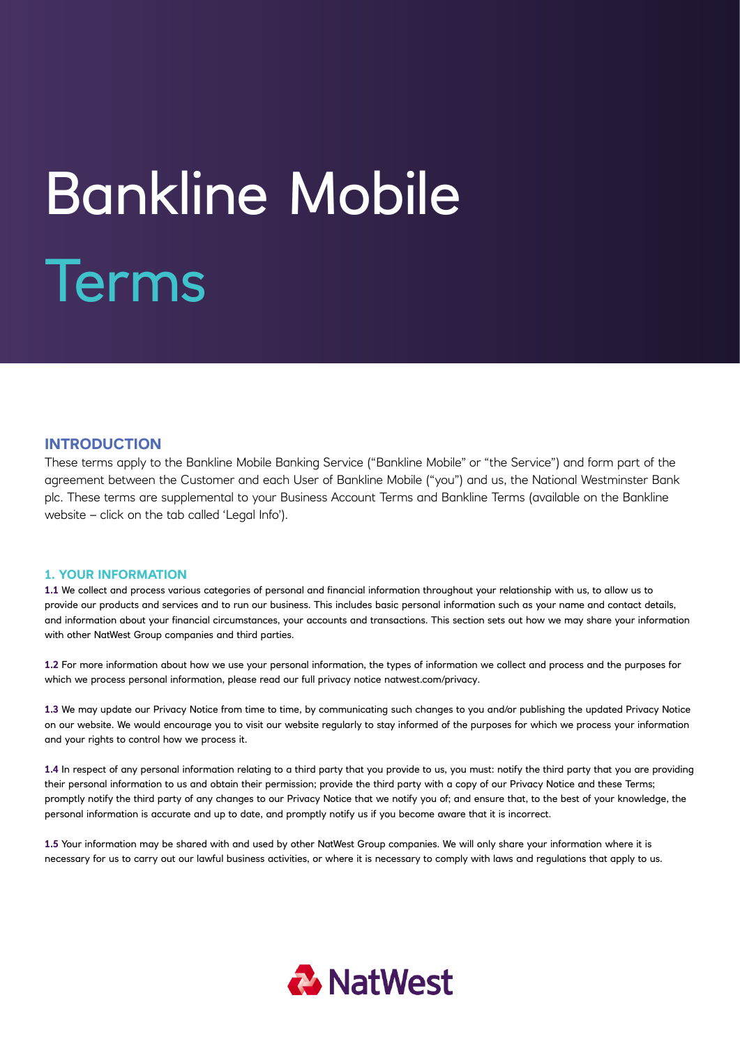# Bankline Mobile Terms

## INTRODUCTION

These terms apply to the Bankline Mobile Banking Service ("Bankline Mobile" or "the Service") and form part of the agreement between the Customer and each User of Bankline Mobile ("you") and us, the National Westminster Bank plc. These terms are supplemental to your Business Account Terms and Bankline Terms (available on the Bankline website – click on the tab called 'Legal Info').

### 1. YOUR INFORMATION

**1.1** We collect and process various categories of personal and financial information throughout your relationship with us, to allow us to provide our products and services and to run our business. This includes basic personal information such as your name and contact details, and information about your financial circumstances, your accounts and transactions. This section sets out how we may share your information with other NatWest Group companies and third parties.

**1.2** For more information about how we use your personal information, the types of information we collect and process and the purposes for which we process personal information, please read our full privacy notice natwest.com/privacy.

**1.3** We may update our Privacy Notice from time to time, by communicating such changes to you and/or publishing the updated Privacy Notice on our website. We would encourage you to visit our website regularly to stay informed of the purposes for which we process your information and your rights to control how we process it.

**1.4** In respect of any personal information relating to a third party that you provide to us, you must: notify the third party that you are providing their personal information to us and obtain their permission; provide the third party with a copy of our Privacy Notice and these Terms; promptly notify the third party of any changes to our Privacy Notice that we notify you of; and ensure that, to the best of your knowledge, the personal information is accurate and up to date, and promptly notify us if you become aware that it is incorrect.

**1.5** Your information may be shared with and used by other NatWest Group companies. We will only share your information where it is necessary for us to carry out our lawful business activities, or where it is necessary to comply with laws and regulations that apply to us.

NatWest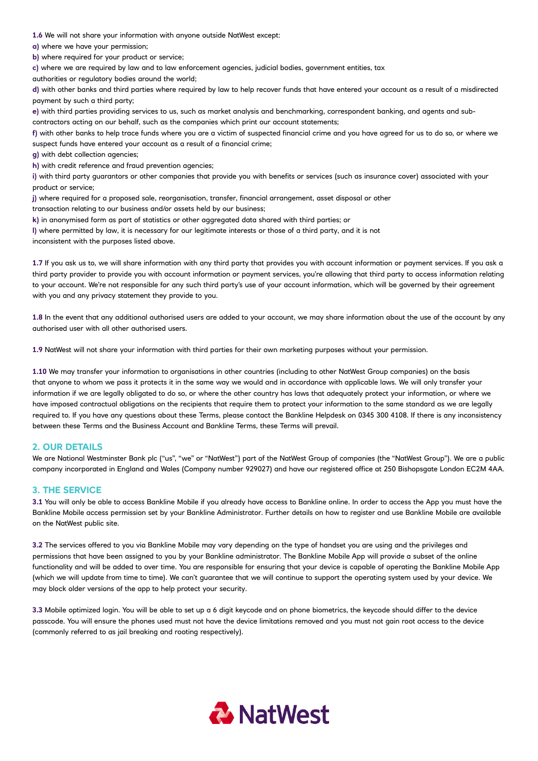**1.6** We will not share your information with anyone outside NatWest except:

**a)** where we have your permission;

**b)** where required for your product or service;

**c)** where we are required by law and to law enforcement agencies, judicial bodies, government entities, tax authorities or regulatory bodies around the world;

**d)** with other banks and third parties where required by law to help recover funds that have entered your account as a result of a misdirected payment by such a third party;

**e)** with third parties providing services to us, such as market analysis and benchmarking, correspondent banking, and agents and sub-contractors acting on our behalf, such as the companies which print our account statements;

**f)** with other banks to help trace funds where you are a victim of suspected financial crime and you have agreed for us to do so, or where we suspect funds have entered your account as a result of a financial crime;

**g)** with debt collection agencies;

**h)** with credit reference and fraud prevention agencies;

**i)** with third party guarantors or other companies that provide you with benefits or services (such as insurance cover) associated with your product or service;

**j)** where required for a proposed sale, reorganisation, transfer, financial arrangement, asset disposal or other transaction relating to our business and/or assets held by our business;

**k)** in anonymised form as part of statistics or other aggregated data shared with third parties; or

**l)** where permitted by law, it is necessary for our legitimate interests or those of a third party, and it is not inconsistent with the purposes listed above.

**1.7** If you ask us to, we will share information with any third party that provides you with account information or payment services. If you ask a third party provider to provide you with account information or payment services, you're allowing that third party to access information relating to your account. We're not responsible for any such third party's use of your account information, which will be governed by their agreement with you and any privacy statement they provide to you.

**1.8** In the event that any additional authorised users are added to your account, we may share information about the use of the account by any authorised user with all other authorised users.

**1.9** NatWest will not share your information with third parties for their own marketing purposes without your permission.

**1.10** We may transfer your information to organisations in other countries (including to other NatWest Group companies) on the basis that anyone to whom we pass it protects it in the same way we would and in accordance with applicable laws. We will only transfer your information if we are legally obligated to do so, or where the other country has laws that adequately protect your information, or where we have imposed contractual obligations on the recipients that require them to protect your information to the same standard as we are legally required to. If you have any questions about these Terms, please contact the Bankline Helpdesk on 0345 300 4108. If there is any inconsistency between these Terms and the Business Account and Bankline Terms, these Terms will prevail.

## 2. OUR DETAILS

We are National Westminster Bank plc ("us", "we" or "NatWest") part of the NatWest Group of companies (the "NatWest Group"). We are a public company incorporated in England and Wales (Company number 929027) and have our registered office at 250 Bishopsgate London EC2M 4AA.

## 3. THE SERVICE

**3.1** You will only be able to access Bankline Mobile if you already have access to Bankline online. In order to access the App you must have the Bankline Mobile access permission set by your Bankline Administrator. Further details on how to register and use Bankline Mobile are available on the NatWest public site.

**3.2** The services offered to you via Bankline Mobile may vary depending on the type of handset you are using and the privileges and permissions that have been assigned to you by your Bankline administrator. The Bankline Mobile App will provide a subset of the online functionality and will be added to over time. You are responsible for ensuring that your device is capable of operating the Bankline Mobile App (which we will update from time to time). We can't guarantee that we will continue to support the operating system used by your device. We may block older versions of the app to help protect your security.

**3.3** Mobile optimized login. You will be able to set up a 6 digit keycode and on phone biometrics, the keycode should differ to the device passcode. You will ensure the phones used must not have the device limitations removed and you must not gain root access to the device (commonly referred to as jail breaking and rooting respectively).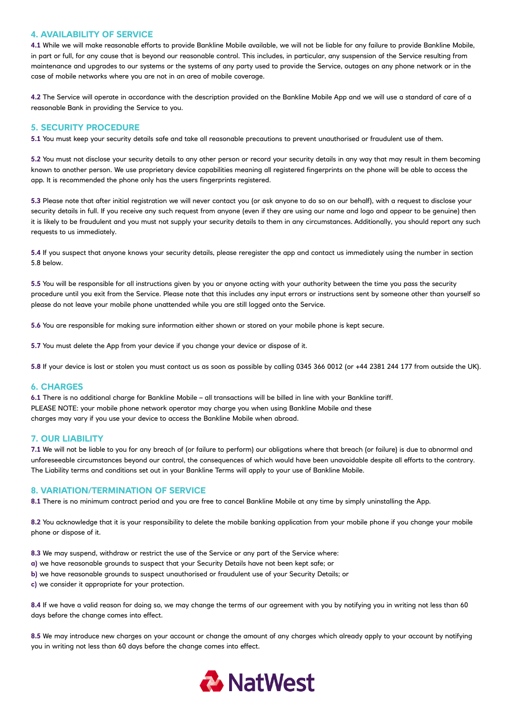## 4. AVAILABILITY OF SERVICE

**4.1** While we will make reasonable efforts to provide Bankline Mobile available, we will not be liable for any failure to provide Bankline Mobile, in part or full, for any cause that is beyond our reasonable control. This includes, in particular, any suspension of the Service resulting from maintenance and upgrades to our systems or the systems of any party used to provide the Service, outages on any phone network or in the case of mobile networks where you are not in an area of mobile coverage.

**4.2** The Service will operate in accordance with the description provided on the Bankline Mobile App and we will use a standard of care of a reasonable Bank in providing the Service to you.

## 5. SECURITY PROCEDURE

**5.1** You must keep your security details safe and take all reasonable precautions to prevent unauthorised or fraudulent use of them.

**5.2** You must not disclose your security details to any other person or record your security details in any way that may result in them becoming known to another person. We use proprietary device capabilities meaning all registered fingerprints on the phone will be able to access the app. It is recommended the phone only has the users fingerprints registered.

**5.3** Please note that after initial registration we will never contact you (or ask anyone to do so on our behalf), with a request to disclose your security details in full. If you receive any such request from anyone (even if they are using our name and logo and appear to be genuine) then it is likely to be fraudulent and you must not supply your security details to them in any circumstances. Additionally, you should report any such requests to us immediately.

**5.4** If you suspect that anyone knows your security details, please reregister the app and contact us immediately using the number in section 5.8 below.

**5.5** You will be responsible for all instructions given by you or anyone acting with your authority between the time you pass the security procedure until you exit from the Service. Please note that this includes any input errors or instructions sent by someone other than yourself so please do not leave your mobile phone unattended while you are still logged onto the Service.

**5.6** You are responsible for making sure information either shown or stored on your mobile phone is kept secure.

**5.7** You must delete the App from your device if you change your device or dispose of it.

**5.8** If your device is lost or stolen you must contact us as soon as possible by calling 0345 366 0012 (or +44 2381 244 177 from outside the UK).

## 6. CHARGES

**6.1** There is no additional charge for Bankline Mobile – all transactions will be billed in line with your Bankline tariff.
PLEASE NOTE: your mobile phone network operator may charge you when using Bankline Mobile and these charges may vary if you use your device to access the Bankline Mobile when abroad.

## 7. OUR LIABILITY

**7.1** We will not be liable to you for any breach of (or failure to perform) our obligations where that breach (or failure) is due to abnormal and unforeseeable circumstances beyond our control, the consequences of which would have been unavoidable despite all efforts to the contrary. The Liability terms and conditions set out in your Bankline Terms will apply to your use of Bankline Mobile.

## 8. VARIATION/TERMINATION OF SERVICE

**8.1** There is no minimum contract period and you are free to cancel Bankline Mobile at any time by simply uninstalling the App.

**8.2** You acknowledge that it is your responsibility to delete the mobile banking application from your mobile phone if you change your mobile phone or dispose of it.

**8.3** We may suspend, withdraw or restrict the use of the Service or any part of the Service where:
**a)** we have reasonable grounds to suspect that your Security Details have not been kept safe; or
**b)** we have reasonable grounds to suspect unauthorised or fraudulent use of your Security Details; or
**c)** we consider it appropriate for your protection.

**8.4** If we have a valid reason for doing so, we may change the terms of our agreement with you by notifying you in writing not less than 60 days before the change comes into effect.

**8.5** We may introduce new charges on your account or change the amount of any charges which already apply to your account by notifying you in writing not less than 60 days before the change comes into effect.

NatWest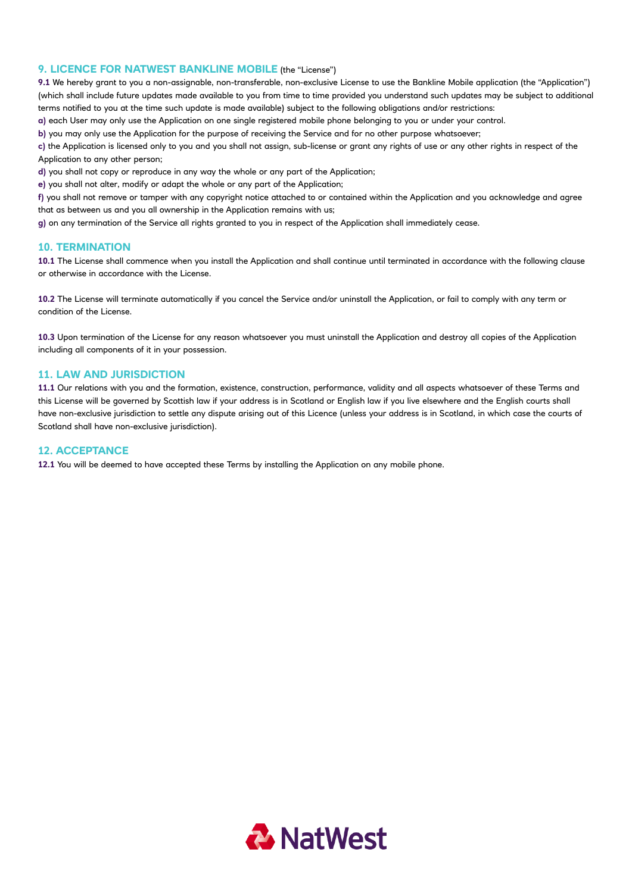## 9. LICENCE FOR NATWEST BANKLINE MOBILE (the "License")

**9.1** We hereby grant to you a non-assignable, non-transferable, non-exclusive License to use the Bankline Mobile application (the "Application") (which shall include future updates made available to you from time to time provided you understand such updates may be subject to additional terms notified to you at the time such update is made available) subject to the following obligations and/or restrictions:

**a)** each User may only use the Application on one single registered mobile phone belonging to you or under your control.

**b)** you may only use the Application for the purpose of receiving the Service and for no other purpose whatsoever;

**c)** the Application is licensed only to you and you shall not assign, sub-license or grant any rights of use or any other rights in respect of the Application to any other person;

**d)** you shall not copy or reproduce in any way the whole or any part of the Application;

**e)** you shall not alter, modify or adapt the whole or any part of the Application;

**f)** you shall not remove or tamper with any copyright notice attached to or contained within the Application and you acknowledge and agree that as between us and you all ownership in the Application remains with us;

**g)** on any termination of the Service all rights granted to you in respect of the Application shall immediately cease.

## 10. TERMINATION

**10.1** The License shall commence when you install the Application and shall continue until terminated in accordance with the following clause or otherwise in accordance with the License.

**10.2** The License will terminate automatically if you cancel the Service and/or uninstall the Application, or fail to comply with any term or condition of the License.

**10.3** Upon termination of the License for any reason whatsoever you must uninstall the Application and destroy all copies of the Application including all components of it in your possession.

## 11. LAW AND JURISDICTION

**11.1** Our relations with you and the formation, existence, construction, performance, validity and all aspects whatsoever of these Terms and this License will be governed by Scottish law if your address is in Scotland or English law if you live elsewhere and the English courts shall have non-exclusive jurisdiction to settle any dispute arising out of this Licence (unless your address is in Scotland, in which case the courts of Scotland shall have non-exclusive jurisdiction).

## 12. ACCEPTANCE

**12.1** You will be deemed to have accepted these Terms by installing the Application on any mobile phone.

NatWest